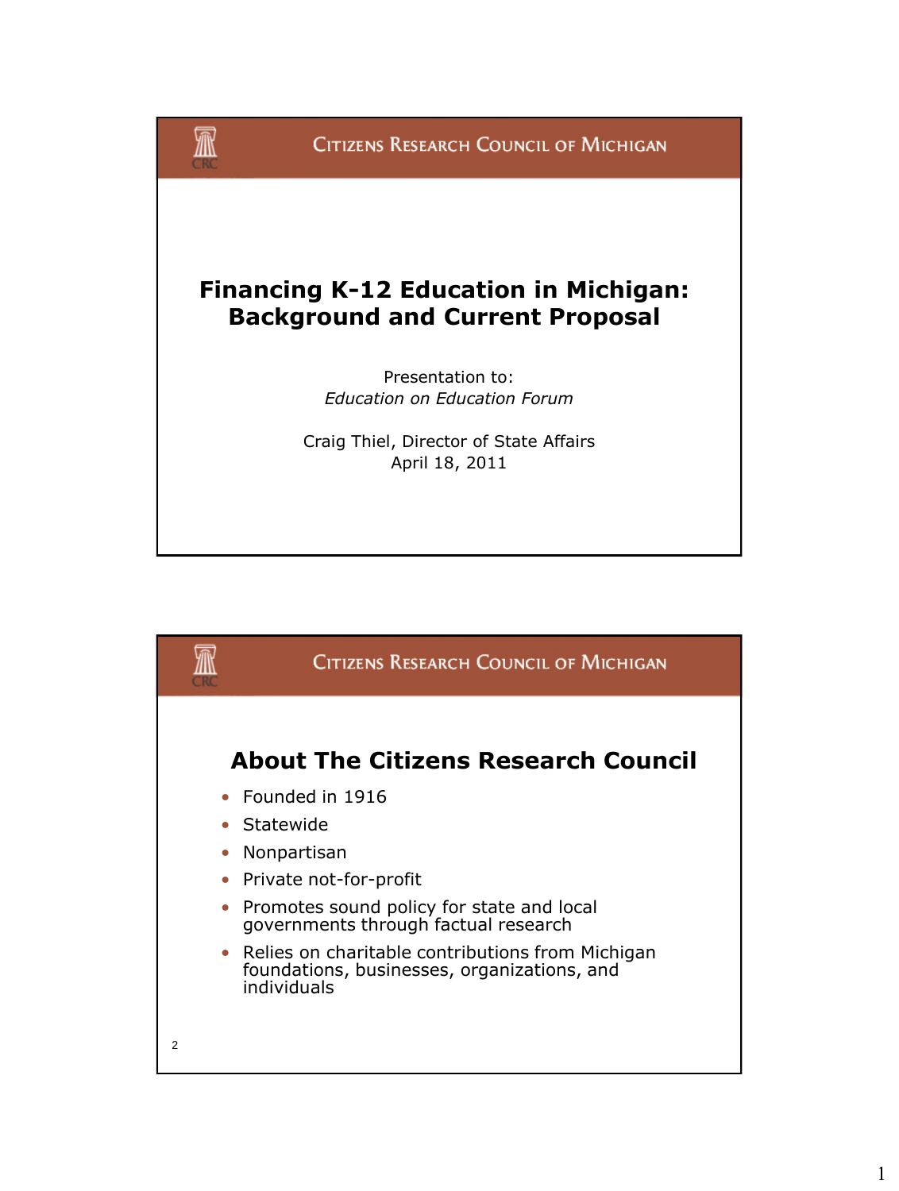CITIZENS RESEARCH COUNCIL OF MICHIGAN

# Financing K-12 Education in Michigan: Background and Current Proposal

Presentation to:
*Education on Education Forum*

Craig Thiel, Director of State Affairs
April 18, 2011

CITIZENS RESEARCH COUNCIL OF MICHIGAN

## About The Citizens Research Council

- Founded in 1916
- Statewide
- Nonpartisan
- Private not-for-profit
- Promotes sound policy for state and local governments through factual research
- Relies on charitable contributions from Michigan foundations, businesses, organizations, and individuals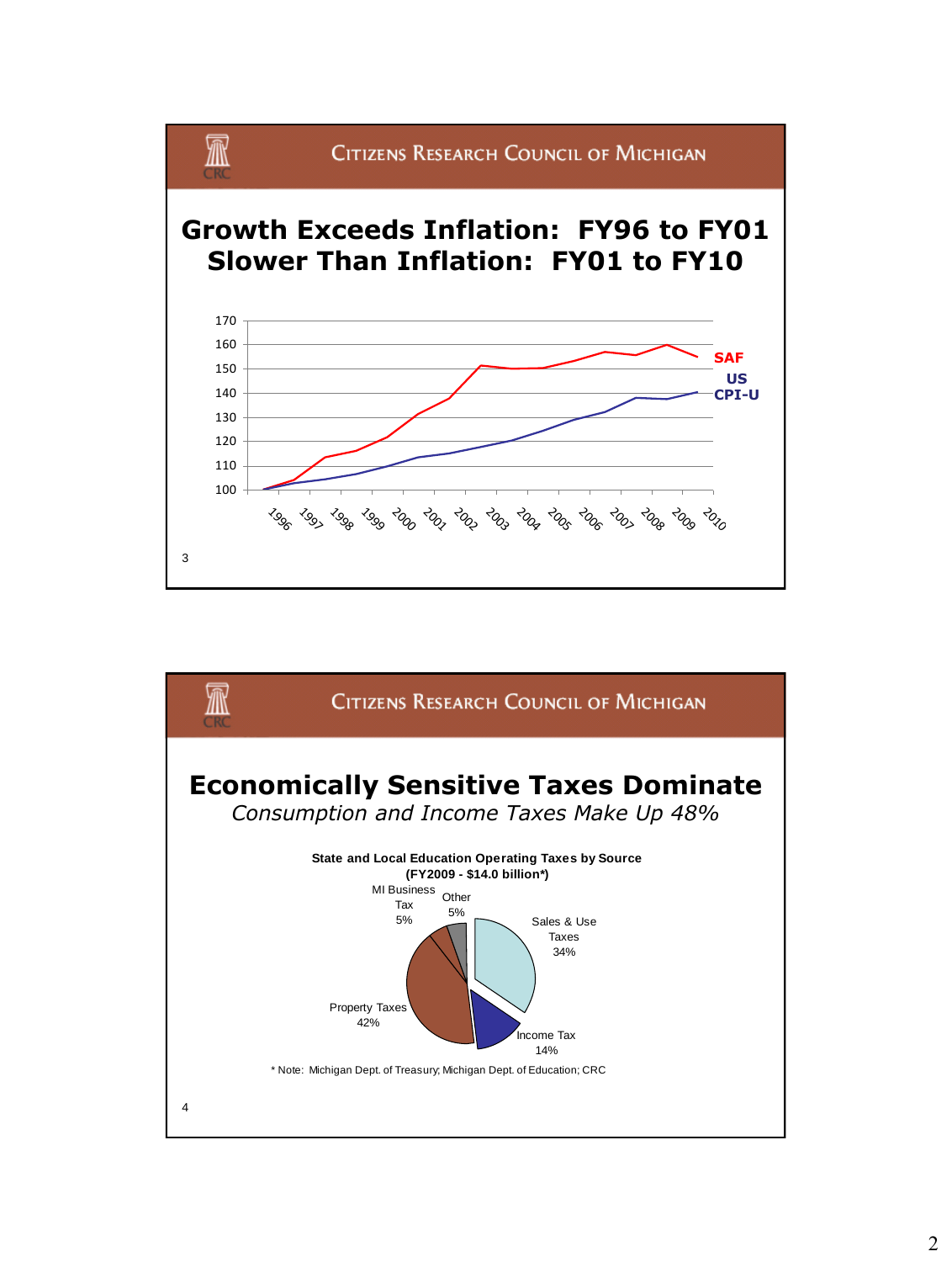## Citizens Research Council of Michigan

# Growth Exceeds Inflation: FY96 to FY01
# Slower Than Inflation: FY01 to FY10

SAF

US CPI-U

170, 160, 150, 140, 130, 120, 110, 100

1996 1997 1998 1999 2000 2001 2002 2003 2004 2005 2006 2007 2008 2009 2010

## Citizens Research Council of Michigan

# Economically Sensitive Taxes Dominate

*Consumption and Income Taxes Make Up 48%*

**State and Local Education Operating Taxes by Source (FY2009 - $14.0 billion*)**

- Sales & Use Taxes 34%
- Income Tax 14%
- Property Taxes 42%
- MI Business Tax 5%
- Other 5%

\* Note: Michigan Dept. of Treasury; Michigan Dept. of Education; CRC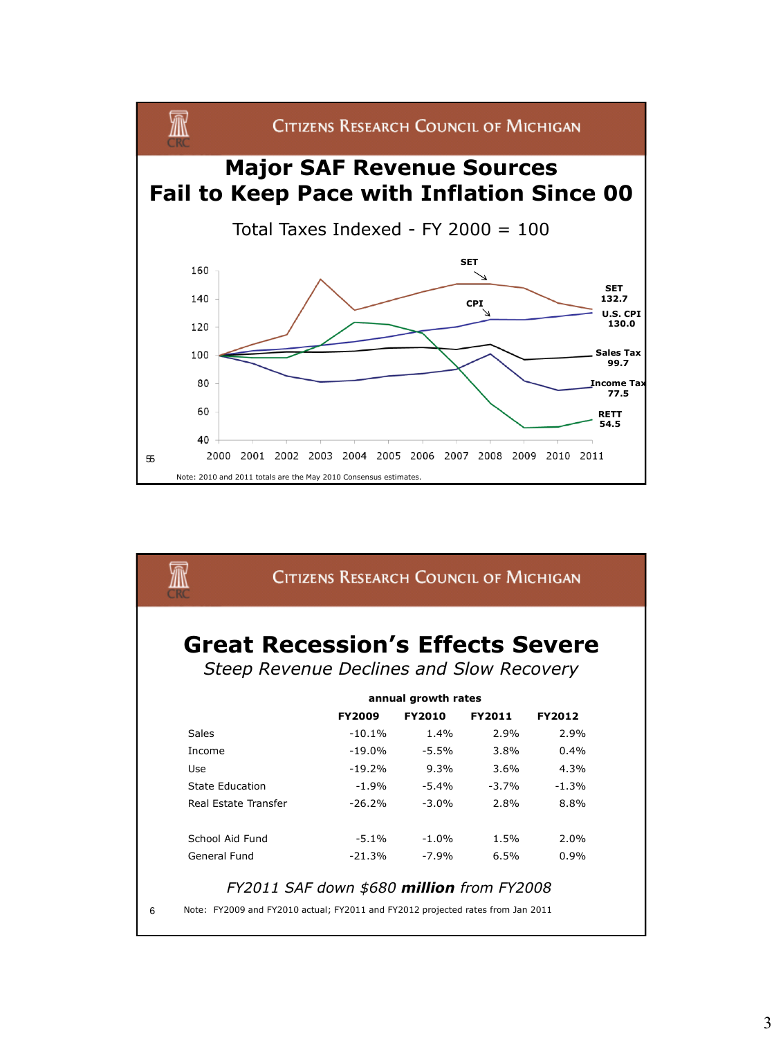Citizens Research Council of Michigan

# Major SAF Revenue Sources Fail to Keep Pace with Inflation Since 00

Total Taxes Indexed - FY 2000 = 100

SET 132.7
U.S. CPI 130.0
Sales Tax 99.7
Income Tax 77.5
RETT 54.5

Note: 2010 and 2011 totals are the May 2010 Consensus estimates.

Citizens Research Council of Michigan

# Great Recession's Effects Severe

*Steep Revenue Declines and Slow Recovery*

| | annual growth rates | | | |
|---|---|---|---|---|
| | **FY2009** | **FY2010** | **FY2011** | **FY2012** |
| Sales | -10.1% | 1.4% | 2.9% | 2.9% |
| Income | -19.0% | -5.5% | 3.8% | 0.4% |
| Use | -19.2% | 9.3% | 3.6% | 4.3% |
| State Education | -1.9% | -5.4% | -3.7% | -1.3% |
| Real Estate Transfer | -26.2% | -3.0% | 2.8% | 8.8% |
| | | | | |
| School Aid Fund | -5.1% | -1.0% | 1.5% | 2.0% |
| General Fund | -21.3% | -7.9% | 6.5% | 0.9% |

*FY2011 SAF down $680* ***million*** *from FY2008*

Note: FY2009 and FY2010 actual; FY2011 and FY2012 projected rates from Jan 2011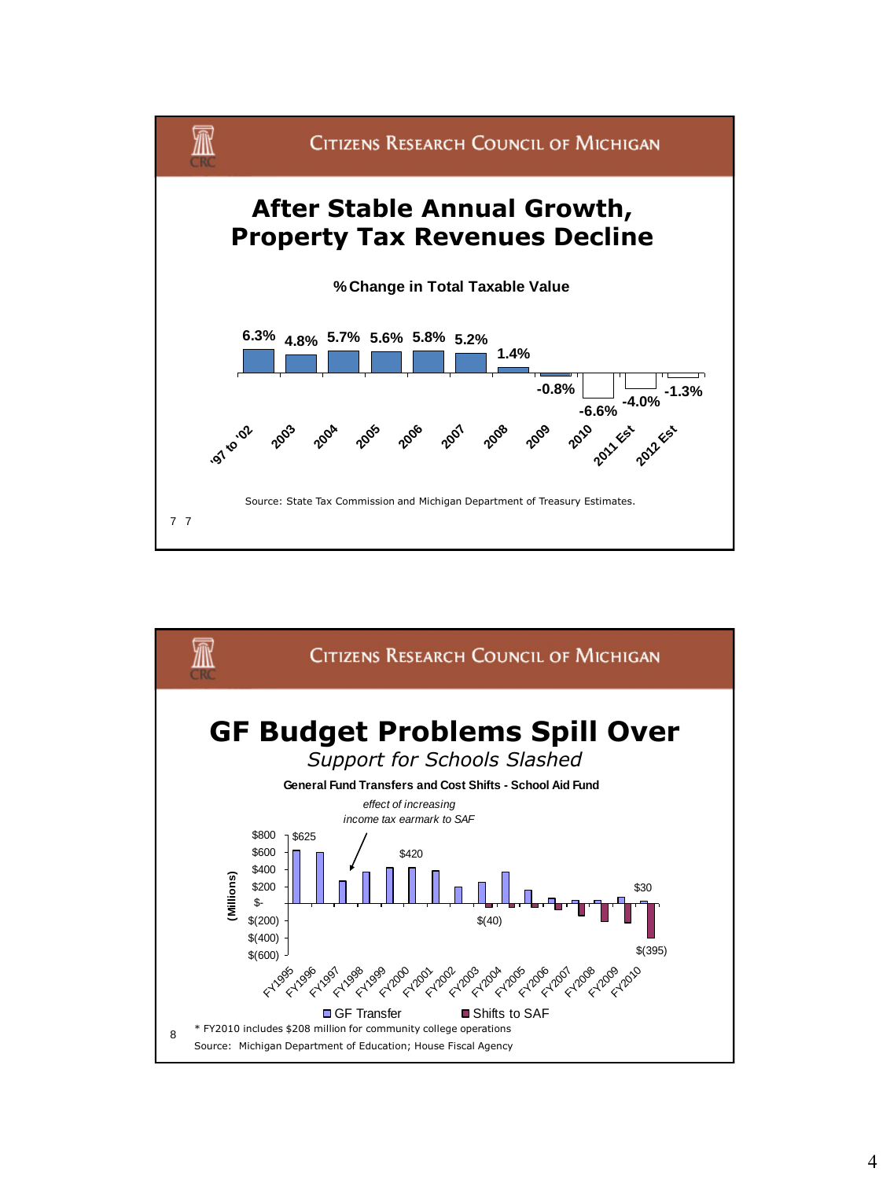Citizens Research Council of Michigan

## After Stable Annual Growth, Property Tax Revenues Decline

**% Change in Total Taxable Value**

| Period | % Change |
|---|---|
| '97 to '02 | 6.3% |
| 2003 | 4.8% |
| 2004 | 5.7% |
| 2005 | 5.6% |
| 2006 | 5.8% |
| 2007 | 5.2% |
| 2008 | 1.4% |
| 2009 | -0.8% |
| 2010 | -6.6% |
| 2011 Est | -4.0% |
| 2012 Est | -1.3% |

Source: State Tax Commission and Michigan Department of Treasury Estimates.

Citizens Research Council of Michigan

## GF Budget Problems Spill Over

*Support for Schools Slashed*

**General Fund Transfers and Cost Shifts - School Aid Fund**

*effect of increasing income tax earmark to SAF*

(Millions)

Labeled values: $625 (FY1995), $420 (FY2000), $(40) (FY2004), $30 (FY2010 GF Transfer), $(395) (FY2010 Shifts to SAF)

Fiscal years: FY1995, FY1996, FY1997, FY1998, FY1999, FY2000, FY2001, FY2002, FY2003, FY2004, FY2005, FY2006, FY2007, FY2008, FY2009, FY2010

Legend: GF Transfer; Shifts to SAF

* FY2010 includes $208 million for community college operations

Source: Michigan Department of Education; House Fiscal Agency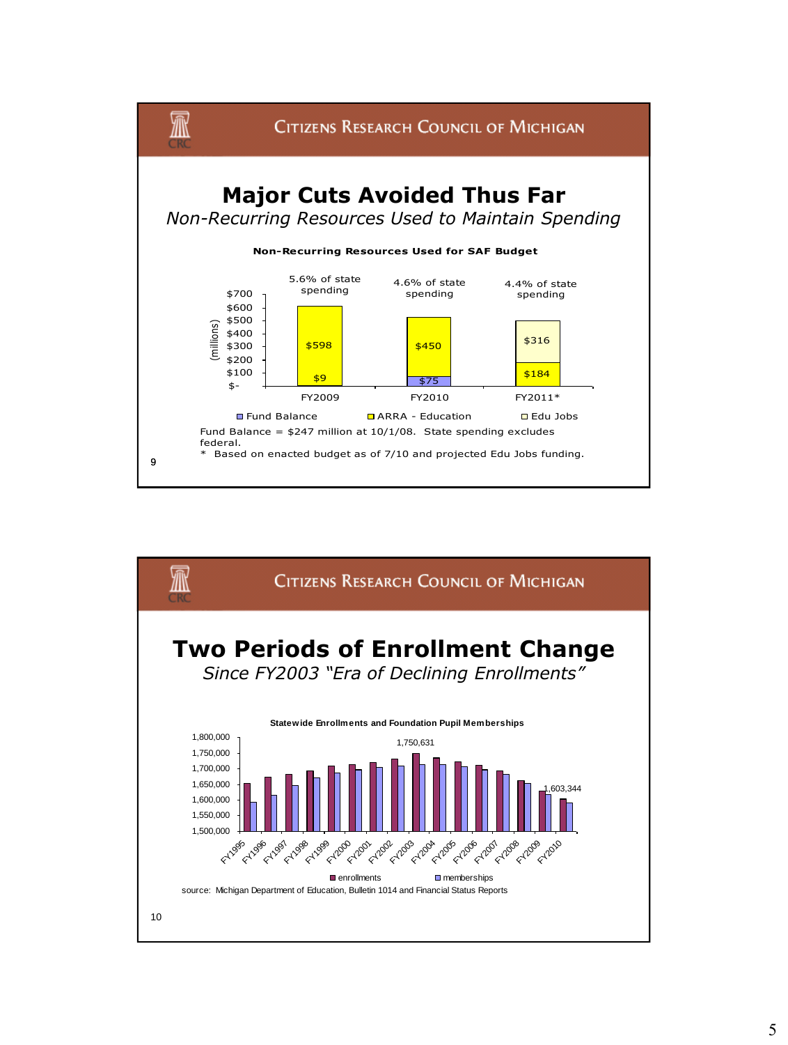## Major Cuts Avoided Thus Far

*Non-Recurring Resources Used to Maintain Spending*

**Non-Recurring Resources Used for SAF Budget**

(millions)

| | FY2009 | FY2010 | FY2011* |
|---|---|---|---|
| Fund Balance | $9 | $75 | |
| ARRA - Education | $598 | $450 | $184 |
| Edu Jobs | | | $316 |
| | 5.6% of state spending | 4.6% of state spending | 4.4% of state spending |

Fund Balance = $247 million at 10/1/08. State spending excludes federal.

* Based on enacted budget as of 7/10 and projected Edu Jobs funding.

## Two Periods of Enrollment Change

*Since FY2003 "Era of Declining Enrollments"*

**Statewide Enrollments and Foundation Pupil Memberships**

FY2003 enrollments: 1,750,631; FY2010 enrollments: 1,603,344

Series: enrollments, memberships (FY1995–FY2010)

source: Michigan Department of Education, Bulletin 1014 and Financial Status Reports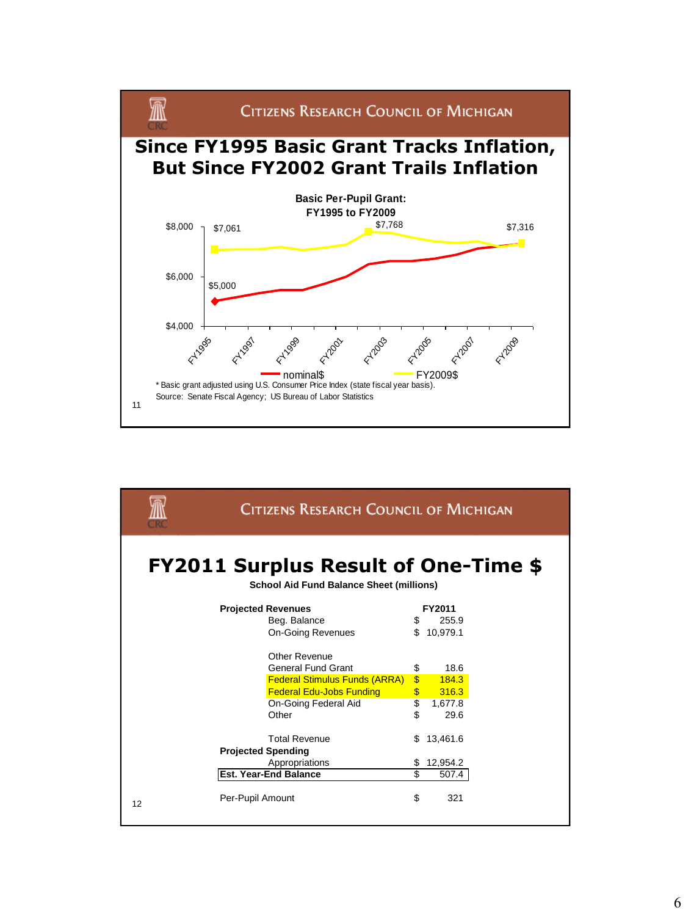## Citizens Research Council of Michigan

# Since FY1995 Basic Grant Tracks Inflation, But Since FY2002 Grant Trails Inflation

**Basic Per-Pupil Grant: FY1995 to FY2009**

$8,000 — $7,061 — $7,768 — $7,316

$6,000 — $5,000

$4,000

FY1995, FY1997, FY1999, FY2001, FY2003, FY2005, FY2007, FY2009

nominal$ — FY2009$

\* Basic grant adjusted using U.S. Consumer Price Index (state fiscal year basis).

Source: Senate Fiscal Agency; US Bureau of Labor Statistics

11

## Citizens Research Council of Michigan

# FY2011 Surplus Result of One-Time $

**School Aid Fund Balance Sheet (millions)**

| | | FY2011 |
|---|---|---|
| **Projected Revenues** | | |
| | Beg. Balance | $ 255.9 |
| | On-Going Revenues | $ 10,979.1 |
| | Other Revenue | |
| | General Fund Grant | $ 18.6 |
| | Federal Stimulus Funds (ARRA) | $ 184.3 |
| | Federal Edu-Jobs Funding | $ 316.3 |
| | On-Going Federal Aid | $ 1,677.8 |
| | Other | $ 29.6 |
| | Total Revenue | $ 13,461.6 |
| **Projected Spending** | | |
| | Appropriations | $ 12,954.2 |
| **Est. Year-End Balance** | | $ 507.4 |
| Per-Pupil Amount | | $ 321 |

12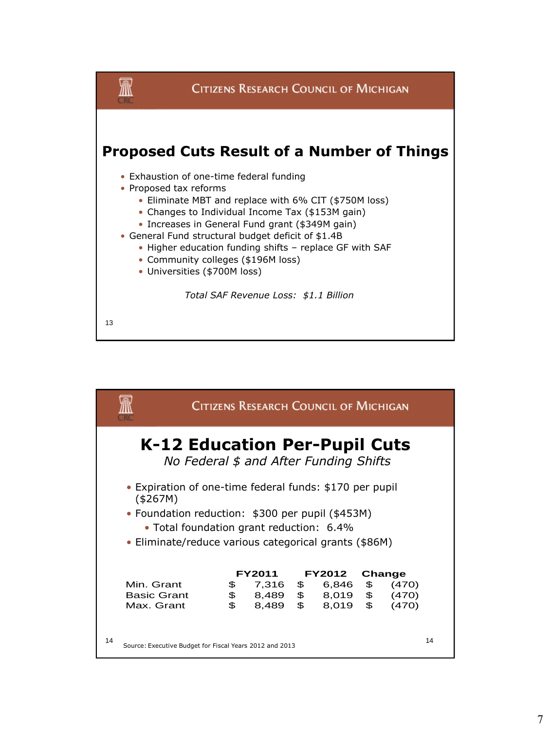## Proposed Cuts Result of a Number of Things

- Exhaustion of one-time federal funding
- Proposed tax reforms
  - Eliminate MBT and replace with 6% CIT ($750M loss)
  - Changes to Individual Income Tax ($153M gain)
  - Increases in General Fund grant ($349M gain)
- General Fund structural budget deficit of $1.4B
  - Higher education funding shifts – replace GF with SAF
  - Community colleges ($196M loss)
  - Universities ($700M loss)

*Total SAF Revenue Loss: $1.1 Billion*

## K-12 Education Per-Pupil Cuts

*No Federal $ and After Funding Shifts*

- Expiration of one-time federal funds: $170 per pupil ($267M)
- Foundation reduction: $300 per pupil ($453M)
  - Total foundation grant reduction: 6.4%
- Eliminate/reduce various categorical grants ($86M)

| | FY2011 | FY2012 | Change |
|---|---|---|---|
| Min. Grant | $ 7,316 | $ 6,846 | $ (470) |
| Basic Grant | $ 8,489 | $ 8,019 | $ (470) |
| Max. Grant | $ 8,489 | $ 8,019 | $ (470) |

Source: Executive Budget for Fiscal Years 2012 and 2013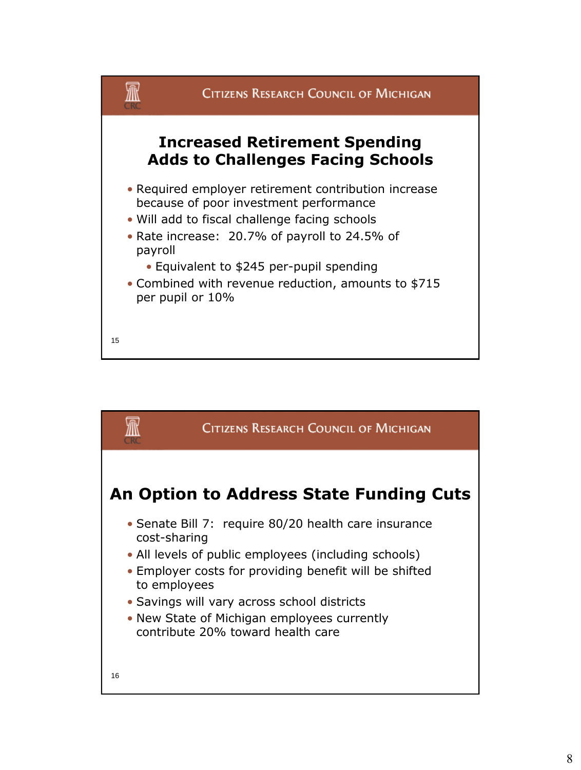Citizens Research Council of Michigan

## Increased Retirement Spending Adds to Challenges Facing Schools

- Required employer retirement contribution increase because of poor investment performance
- Will add to fiscal challenge facing schools
- Rate increase: 20.7% of payroll to 24.5% of payroll
  - Equivalent to $245 per-pupil spending
- Combined with revenue reduction, amounts to $715 per pupil or 10%

Citizens Research Council of Michigan

## An Option to Address State Funding Cuts

- Senate Bill 7: require 80/20 health care insurance cost-sharing
- All levels of public employees (including schools)
- Employer costs for providing benefit will be shifted to employees
- Savings will vary across school districts
- New State of Michigan employees currently contribute 20% toward health care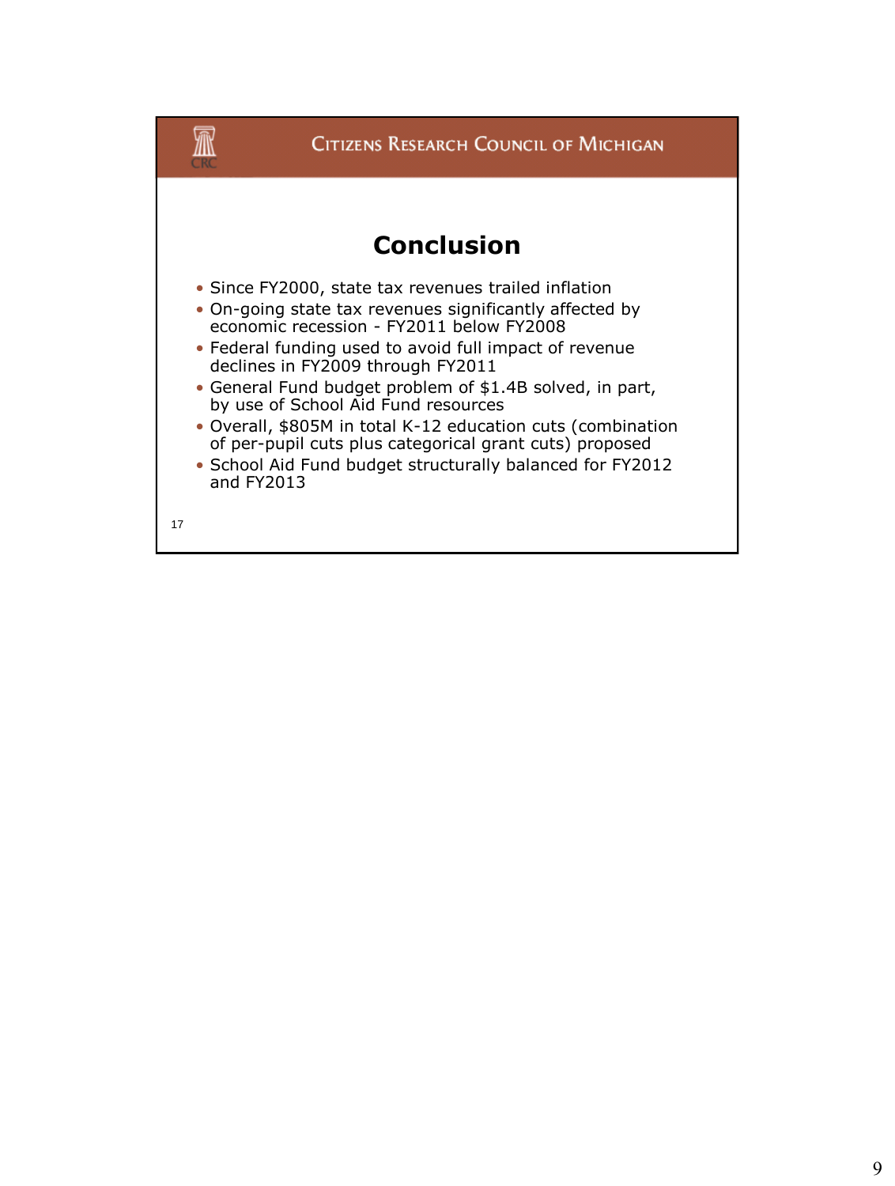CITIZENS RESEARCH COUNCIL OF MICHIGAN

# Conclusion

- Since FY2000, state tax revenues trailed inflation
- On-going state tax revenues significantly affected by economic recession - FY2011 below FY2008
- Federal funding used to avoid full impact of revenue declines in FY2009 through FY2011
- General Fund budget problem of $1.4B solved, in part, by use of School Aid Fund resources
- Overall, $805M in total K-12 education cuts (combination of per-pupil cuts plus categorical grant cuts) proposed
- School Aid Fund budget structurally balanced for FY2012 and FY2013